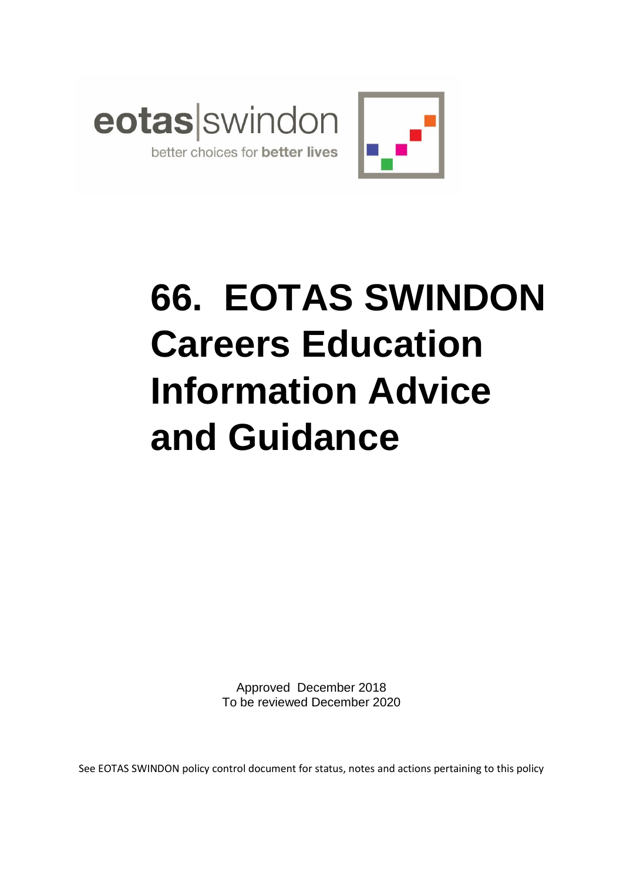eotas|swindon

better choices for **better lives**

# 66. EOTAS SWINDON Careers Education Information Advice and Guidance

Approved December 2018
To be reviewed December 2020

See EOTAS SWINDON policy control document for status, notes and actions pertaining to this policy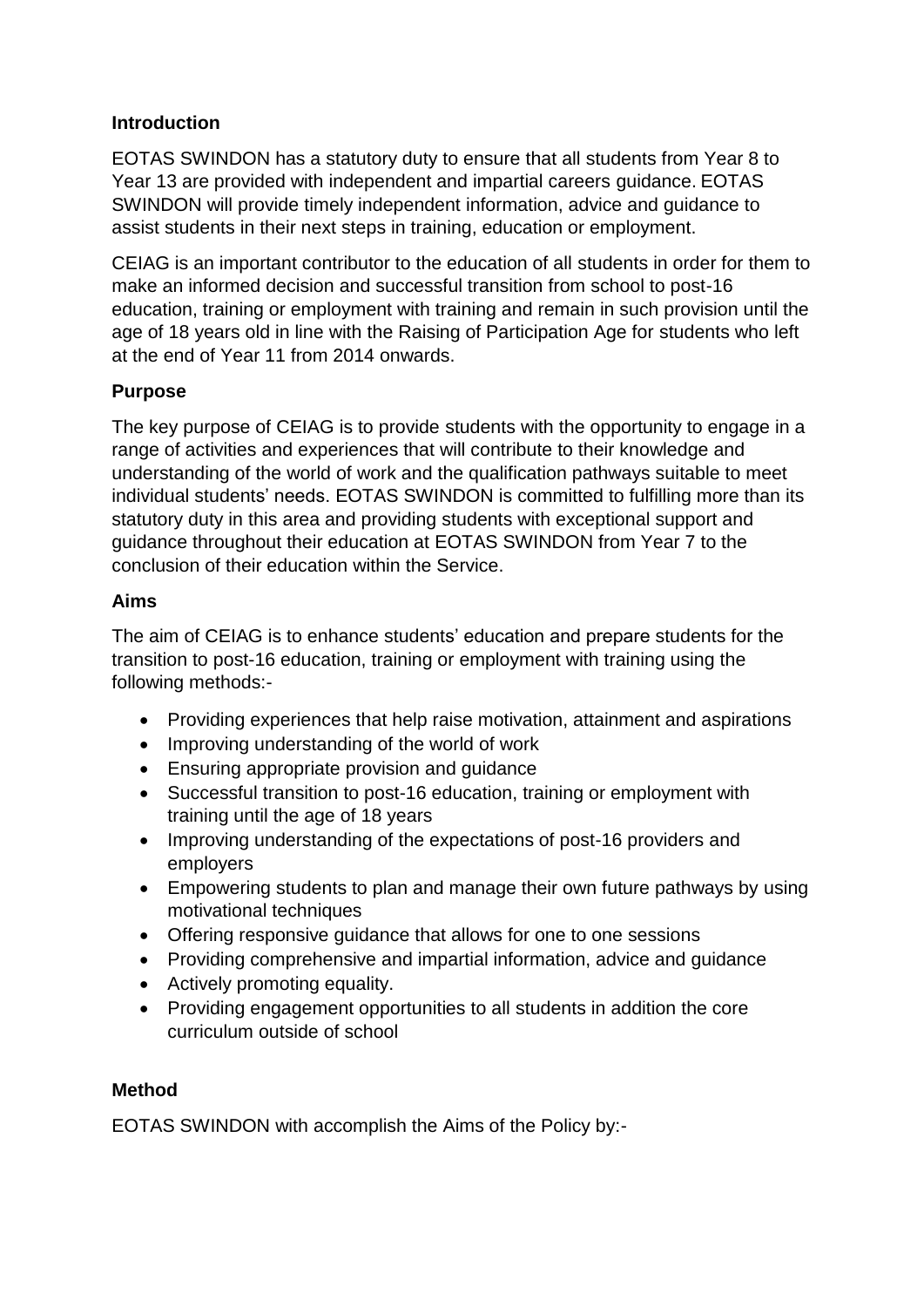**Introduction**

EOTAS SWINDON has a statutory duty to ensure that all students from Year 8 to Year 13 are provided with independent and impartial careers guidance. EOTAS SWINDON will provide timely independent information, advice and guidance to assist students in their next steps in training, education or employment.

CEIAG is an important contributor to the education of all students in order for them to make an informed decision and successful transition from school to post-16 education, training or employment with training and remain in such provision until the age of 18 years old in line with the Raising of Participation Age for students who left at the end of Year 11 from 2014 onwards.

**Purpose**

The key purpose of CEIAG is to provide students with the opportunity to engage in a range of activities and experiences that will contribute to their knowledge and understanding of the world of work and the qualification pathways suitable to meet individual students' needs. EOTAS SWINDON is committed to fulfilling more than its statutory duty in this area and providing students with exceptional support and guidance throughout their education at EOTAS SWINDON from Year 7 to the conclusion of their education within the Service.

**Aims**

The aim of CEIAG is to enhance students' education and prepare students for the transition to post-16 education, training or employment with training using the following methods:-

- Providing experiences that help raise motivation, attainment and aspirations
- Improving understanding of the world of work
- Ensuring appropriate provision and guidance
- Successful transition to post-16 education, training or employment with training until the age of 18 years
- Improving understanding of the expectations of post-16 providers and employers
- Empowering students to plan and manage their own future pathways by using motivational techniques
- Offering responsive guidance that allows for one to one sessions
- Providing comprehensive and impartial information, advice and guidance
- Actively promoting equality.
- Providing engagement opportunities to all students in addition the core curriculum outside of school

**Method**

EOTAS SWINDON with accomplish the Aims of the Policy by:-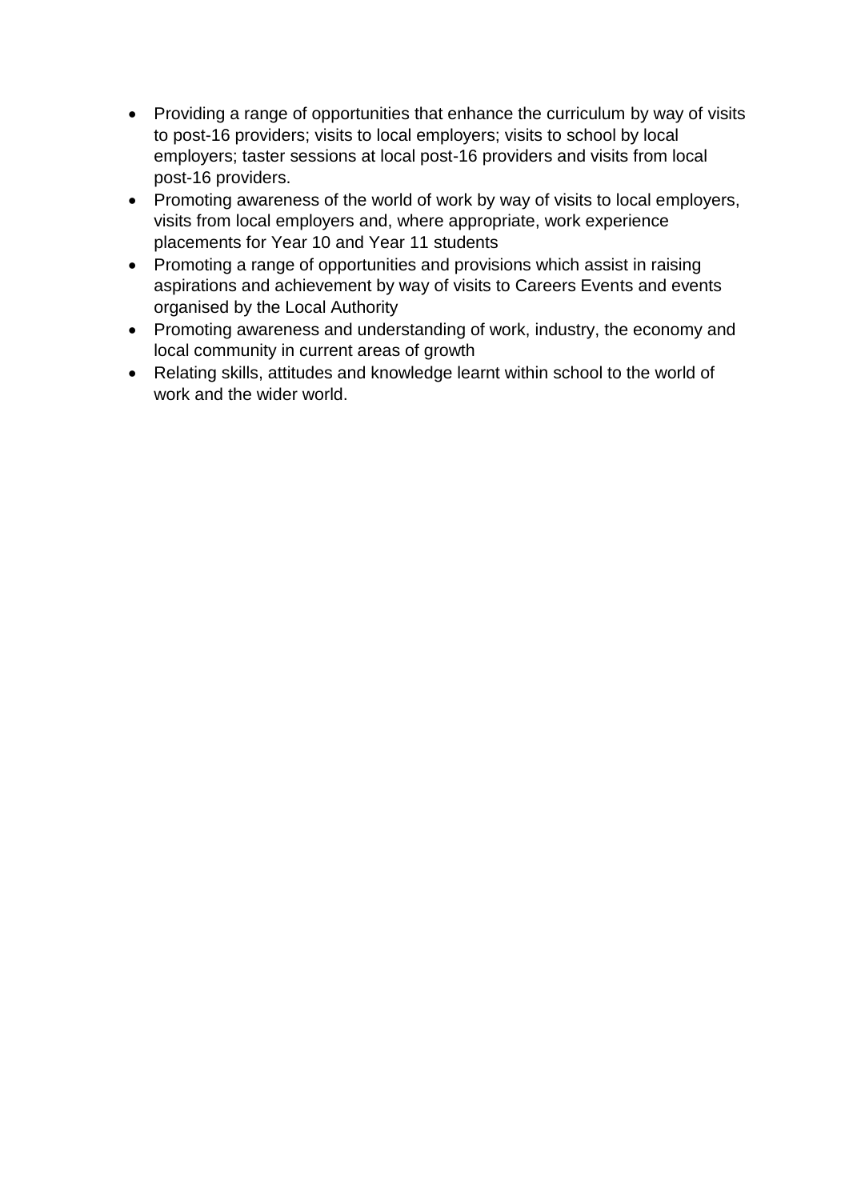- Providing a range of opportunities that enhance the curriculum by way of visits to post-16 providers; visits to local employers; visits to school by local employers; taster sessions at local post-16 providers and visits from local post-16 providers.
- Promoting awareness of the world of work by way of visits to local employers, visits from local employers and, where appropriate, work experience placements for Year 10 and Year 11 students
- Promoting a range of opportunities and provisions which assist in raising aspirations and achievement by way of visits to Careers Events and events organised by the Local Authority
- Promoting awareness and understanding of work, industry, the economy and local community in current areas of growth
- Relating skills, attitudes and knowledge learnt within school to the world of work and the wider world.